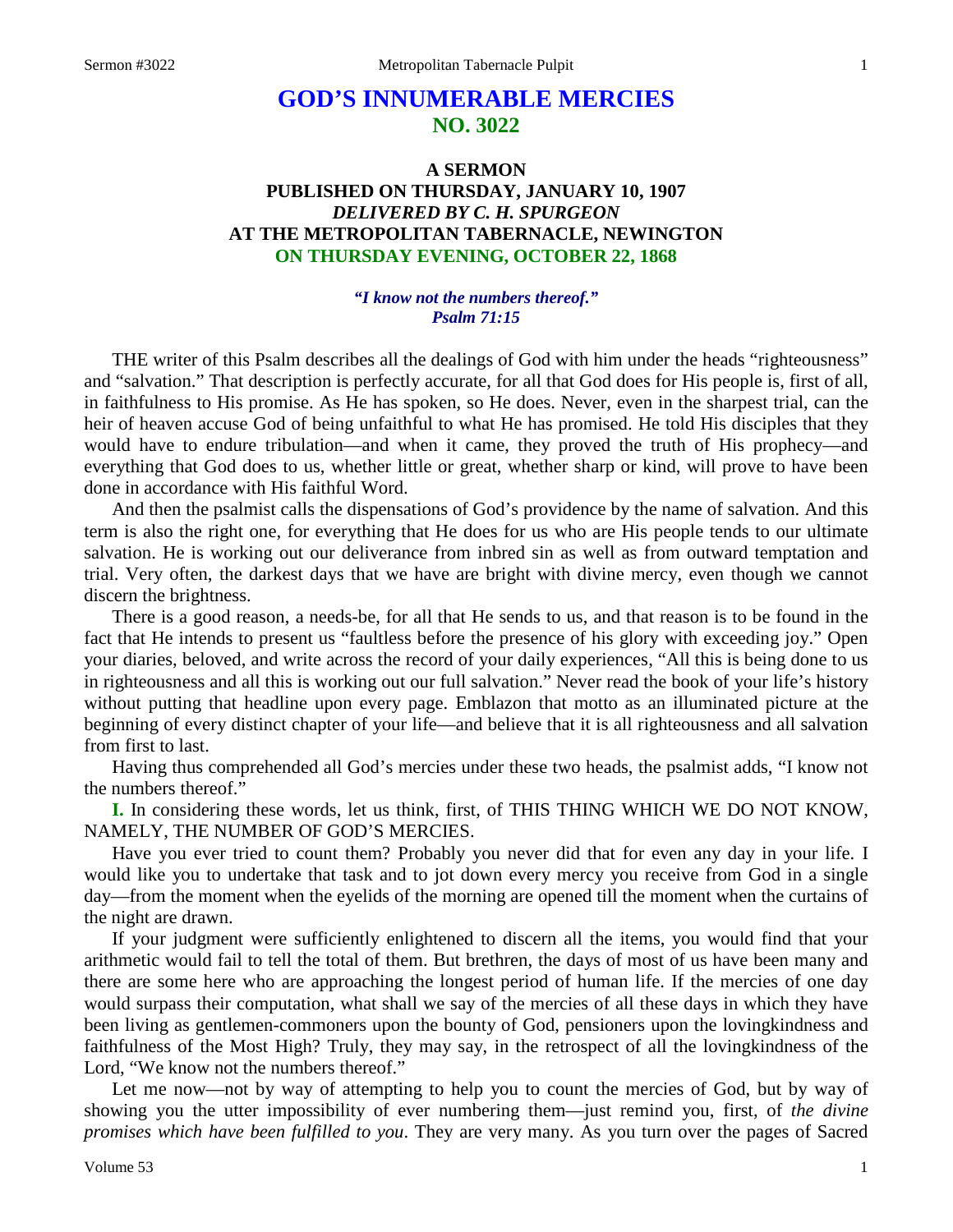# GOD'S INNUMERABLE MERCIES
## NO. 3022

### A SERMON
### PUBLISHED ON THURSDAY, JANUARY 10, 1907
### *DELIVERED BY C. H. SPURGEON*
### AT THE METROPOLITAN TABERNACLE, NEWINGTON
### ON THURSDAY EVENING, OCTOBER 22, 1868

***"I know not the numbers thereof."***
***Psalm 71:15***

THE writer of this Psalm describes all the dealings of God with him under the heads "righteousness" and "salvation." That description is perfectly accurate, for all that God does for His people is, first of all, in faithfulness to His promise. As He has spoken, so He does. Never, even in the sharpest trial, can the heir of heaven accuse God of being unfaithful to what He has promised. He told His disciples that they would have to endure tribulation—and when it came, they proved the truth of His prophecy—and everything that God does to us, whether little or great, whether sharp or kind, will prove to have been done in accordance with His faithful Word.

And then the psalmist calls the dispensations of God's providence by the name of salvation. And this term is also the right one, for everything that He does for us who are His people tends to our ultimate salvation. He is working out our deliverance from inbred sin as well as from outward temptation and trial. Very often, the darkest days that we have are bright with divine mercy, even though we cannot discern the brightness.

There is a good reason, a needs-be, for all that He sends to us, and that reason is to be found in the fact that He intends to present us "faultless before the presence of his glory with exceeding joy." Open your diaries, beloved, and write across the record of your daily experiences, "All this is being done to us in righteousness and all this is working out our full salvation." Never read the book of your life's history without putting that headline upon every page. Emblazon that motto as an illuminated picture at the beginning of every distinct chapter of your life—and believe that it is all righteousness and all salvation from first to last.

Having thus comprehended all God's mercies under these two heads, the psalmist adds, "I know not the numbers thereof."

**I.** In considering these words, let us think, first, of THIS THING WHICH WE DO NOT KNOW, NAMELY, THE NUMBER OF GOD'S MERCIES.

Have you ever tried to count them? Probably you never did that for even any day in your life. I would like you to undertake that task and to jot down every mercy you receive from God in a single day—from the moment when the eyelids of the morning are opened till the moment when the curtains of the night are drawn.

If your judgment were sufficiently enlightened to discern all the items, you would find that your arithmetic would fail to tell the total of them. But brethren, the days of most of us have been many and there are some here who are approaching the longest period of human life. If the mercies of one day would surpass their computation, what shall we say of the mercies of all these days in which they have been living as gentlemen-commoners upon the bounty of God, pensioners upon the lovingkindness and faithfulness of the Most High? Truly, they may say, in the retrospect of all the lovingkindness of the Lord, "We know not the numbers thereof."

Let me now—not by way of attempting to help you to count the mercies of God, but by way of showing you the utter impossibility of ever numbering them—just remind you, first, of *the divine promises which have been fulfilled to you*. They are very many. As you turn over the pages of Sacred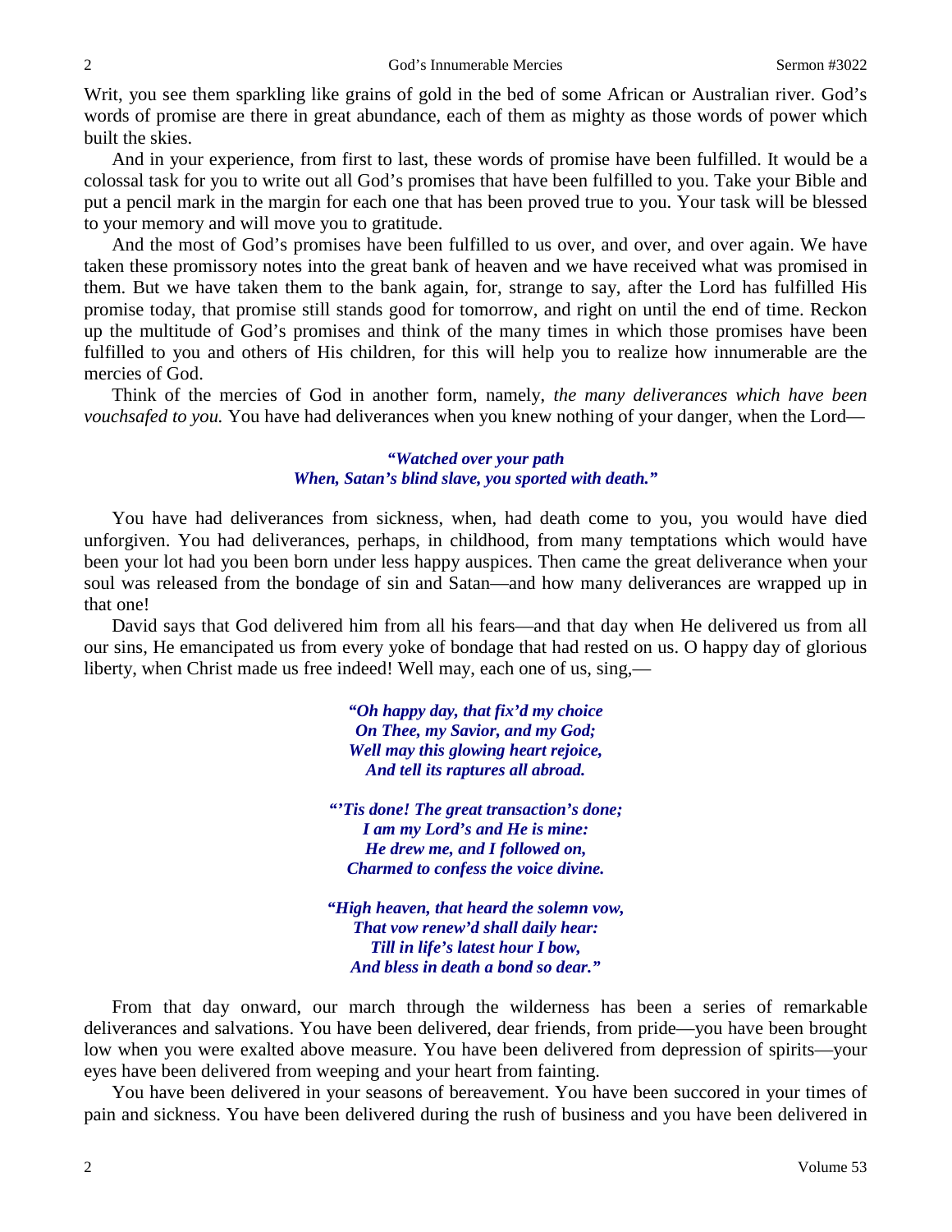Writ, you see them sparkling like grains of gold in the bed of some African or Australian river. God's words of promise are there in great abundance, each of them as mighty as those words of power which built the skies.

And in your experience, from first to last, these words of promise have been fulfilled. It would be a colossal task for you to write out all God's promises that have been fulfilled to you. Take your Bible and put a pencil mark in the margin for each one that has been proved true to you. Your task will be blessed to your memory and will move you to gratitude.

And the most of God's promises have been fulfilled to us over, and over, and over again. We have taken these promissory notes into the great bank of heaven and we have received what was promised in them. But we have taken them to the bank again, for, strange to say, after the Lord has fulfilled His promise today, that promise still stands good for tomorrow, and right on until the end of time. Reckon up the multitude of God's promises and think of the many times in which those promises have been fulfilled to you and others of His children, for this will help you to realize how innumerable are the mercies of God.

Think of the mercies of God in another form, namely, *the many deliverances which have been vouchsafed to you.* You have had deliverances when you knew nothing of your danger, when the Lord—

> ***"Watched over your path***
> ***When, Satan's blind slave, you sported with death."***

You have had deliverances from sickness, when, had death come to you, you would have died unforgiven. You had deliverances, perhaps, in childhood, from many temptations which would have been your lot had you been born under less happy auspices. Then came the great deliverance when your soul was released from the bondage of sin and Satan—and how many deliverances are wrapped up in that one!

David says that God delivered him from all his fears—and that day when He delivered us from all our sins, He emancipated us from every yoke of bondage that had rested on us. O happy day of glorious liberty, when Christ made us free indeed! Well may, each one of us, sing,—

> ***"Oh happy day, that fix'd my choice***
> ***On Thee, my Savior, and my God;***
> ***Well may this glowing heart rejoice,***
> ***And tell its raptures all abroad.***
>
> ***"'Tis done! The great transaction's done;***
> ***I am my Lord's and He is mine:***
> ***He drew me, and I followed on,***
> ***Charmed to confess the voice divine.***
>
> ***"High heaven, that heard the solemn vow,***
> ***That vow renew'd shall daily hear:***
> ***Till in life's latest hour I bow,***
> ***And bless in death a bond so dear."***

From that day onward, our march through the wilderness has been a series of remarkable deliverances and salvations. You have been delivered, dear friends, from pride—you have been brought low when you were exalted above measure. You have been delivered from depression of spirits—your eyes have been delivered from weeping and your heart from fainting.

You have been delivered in your seasons of bereavement. You have been succored in your times of pain and sickness. You have been delivered during the rush of business and you have been delivered in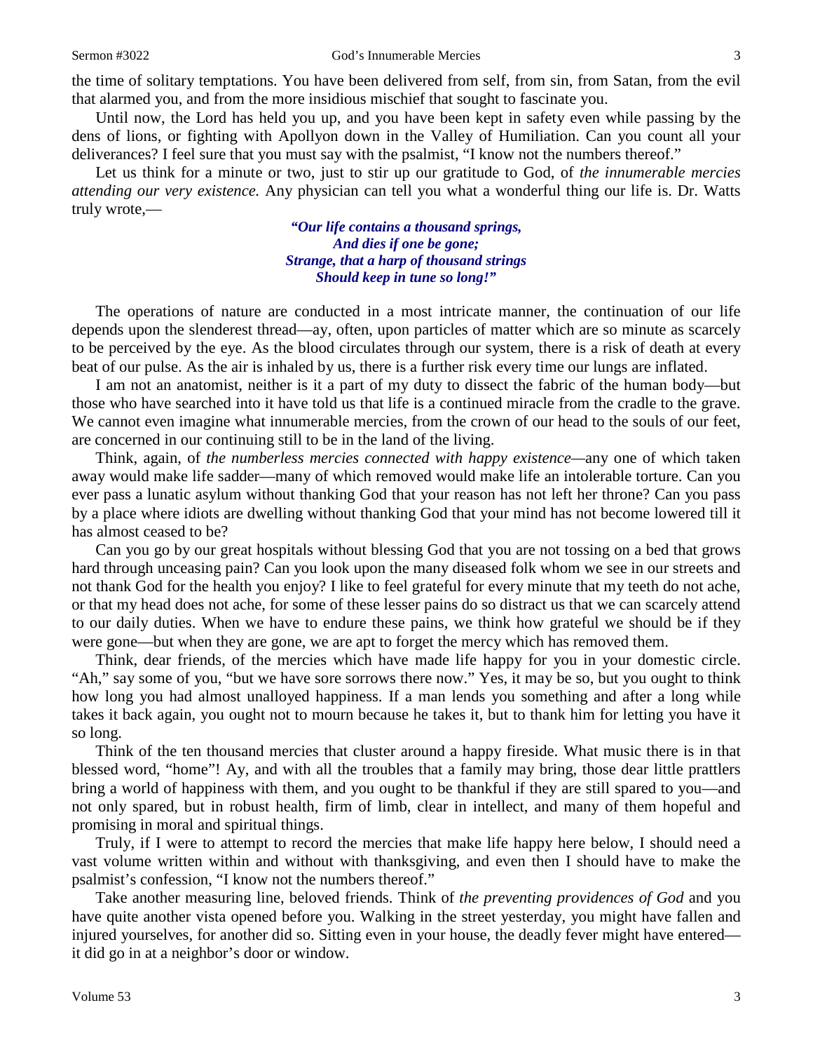the time of solitary temptations. You have been delivered from self, from sin, from Satan, from the evil that alarmed you, and from the more insidious mischief that sought to fascinate you.

Until now, the Lord has held you up, and you have been kept in safety even while passing by the dens of lions, or fighting with Apollyon down in the Valley of Humiliation. Can you count all your deliverances? I feel sure that you must say with the psalmist, "I know not the numbers thereof."

Let us think for a minute or two, just to stir up our gratitude to God, of *the innumerable mercies attending our very existence.* Any physician can tell you what a wonderful thing our life is. Dr. Watts truly wrote,—

> ***"Our life contains a thousand springs,***
> ***And dies if one be gone;***
> ***Strange, that a harp of thousand strings***
> ***Should keep in tune so long!"***

The operations of nature are conducted in a most intricate manner, the continuation of our life depends upon the slenderest thread—ay, often, upon particles of matter which are so minute as scarcely to be perceived by the eye. As the blood circulates through our system, there is a risk of death at every beat of our pulse. As the air is inhaled by us, there is a further risk every time our lungs are inflated.

I am not an anatomist, neither is it a part of my duty to dissect the fabric of the human body—but those who have searched into it have told us that life is a continued miracle from the cradle to the grave. We cannot even imagine what innumerable mercies, from the crown of our head to the souls of our feet, are concerned in our continuing still to be in the land of the living.

Think, again, of *the numberless mercies connected with happy existence*—any one of which taken away would make life sadder—many of which removed would make life an intolerable torture. Can you ever pass a lunatic asylum without thanking God that your reason has not left her throne? Can you pass by a place where idiots are dwelling without thanking God that your mind has not become lowered till it has almost ceased to be?

Can you go by our great hospitals without blessing God that you are not tossing on a bed that grows hard through unceasing pain? Can you look upon the many diseased folk whom we see in our streets and not thank God for the health you enjoy? I like to feel grateful for every minute that my teeth do not ache, or that my head does not ache, for some of these lesser pains do so distract us that we can scarcely attend to our daily duties. When we have to endure these pains, we think how grateful we should be if they were gone—but when they are gone, we are apt to forget the mercy which has removed them.

Think, dear friends, of the mercies which have made life happy for you in your domestic circle. "Ah," say some of you, "but we have sore sorrows there now." Yes, it may be so, but you ought to think how long you had almost unalloyed happiness. If a man lends you something and after a long while takes it back again, you ought not to mourn because he takes it, but to thank him for letting you have it so long.

Think of the ten thousand mercies that cluster around a happy fireside. What music there is in that blessed word, "home"! Ay, and with all the troubles that a family may bring, those dear little prattlers bring a world of happiness with them, and you ought to be thankful if they are still spared to you—and not only spared, but in robust health, firm of limb, clear in intellect, and many of them hopeful and promising in moral and spiritual things.

Truly, if I were to attempt to record the mercies that make life happy here below, I should need a vast volume written within and without with thanksgiving, and even then I should have to make the psalmist's confession, "I know not the numbers thereof."

Take another measuring line, beloved friends. Think of *the preventing providences of God* and you have quite another vista opened before you. Walking in the street yesterday, you might have fallen and injured yourselves, for another did so. Sitting even in your house, the deadly fever might have entered—it did go in at a neighbor's door or window.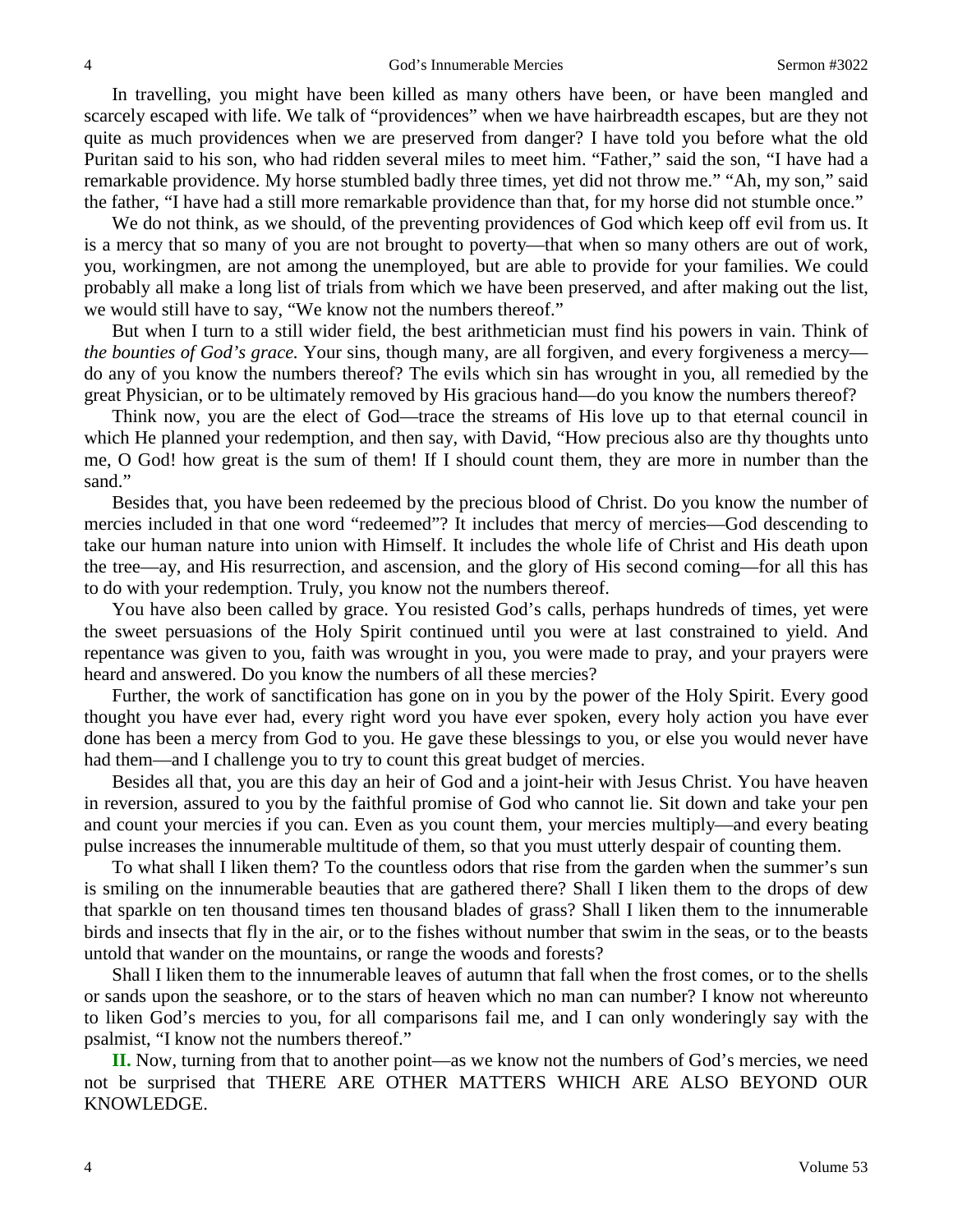In travelling, you might have been killed as many others have been, or have been mangled and scarcely escaped with life. We talk of "providences" when we have hairbreadth escapes, but are they not quite as much providences when we are preserved from danger? I have told you before what the old Puritan said to his son, who had ridden several miles to meet him. "Father," said the son, "I have had a remarkable providence. My horse stumbled badly three times, yet did not throw me." "Ah, my son," said the father, "I have had a still more remarkable providence than that, for my horse did not stumble once."

We do not think, as we should, of the preventing providences of God which keep off evil from us. It is a mercy that so many of you are not brought to poverty—that when so many others are out of work, you, workingmen, are not among the unemployed, but are able to provide for your families. We could probably all make a long list of trials from which we have been preserved, and after making out the list, we would still have to say, "We know not the numbers thereof."

But when I turn to a still wider field, the best arithmetician must find his powers in vain. Think of *the bounties of God's grace.* Your sins, though many, are all forgiven, and every forgiveness a mercy—do any of you know the numbers thereof? The evils which sin has wrought in you, all remedied by the great Physician, or to be ultimately removed by His gracious hand—do you know the numbers thereof?

Think now, you are the elect of God—trace the streams of His love up to that eternal council in which He planned your redemption, and then say, with David, "How precious also are thy thoughts unto me, O God! how great is the sum of them! If I should count them, they are more in number than the sand."

Besides that, you have been redeemed by the precious blood of Christ. Do you know the number of mercies included in that one word "redeemed"? It includes that mercy of mercies—God descending to take our human nature into union with Himself. It includes the whole life of Christ and His death upon the tree—ay, and His resurrection, and ascension, and the glory of His second coming—for all this has to do with your redemption. Truly, you know not the numbers thereof.

You have also been called by grace. You resisted God's calls, perhaps hundreds of times, yet were the sweet persuasions of the Holy Spirit continued until you were at last constrained to yield. And repentance was given to you, faith was wrought in you, you were made to pray, and your prayers were heard and answered. Do you know the numbers of all these mercies?

Further, the work of sanctification has gone on in you by the power of the Holy Spirit. Every good thought you have ever had, every right word you have ever spoken, every holy action you have ever done has been a mercy from God to you. He gave these blessings to you, or else you would never have had them—and I challenge you to try to count this great budget of mercies.

Besides all that, you are this day an heir of God and a joint-heir with Jesus Christ. You have heaven in reversion, assured to you by the faithful promise of God who cannot lie. Sit down and take your pen and count your mercies if you can. Even as you count them, your mercies multiply—and every beating pulse increases the innumerable multitude of them, so that you must utterly despair of counting them.

To what shall I liken them? To the countless odors that rise from the garden when the summer's sun is smiling on the innumerable beauties that are gathered there? Shall I liken them to the drops of dew that sparkle on ten thousand times ten thousand blades of grass? Shall I liken them to the innumerable birds and insects that fly in the air, or to the fishes without number that swim in the seas, or to the beasts untold that wander on the mountains, or range the woods and forests?

Shall I liken them to the innumerable leaves of autumn that fall when the frost comes, or to the shells or sands upon the seashore, or to the stars of heaven which no man can number? I know not whereunto to liken God's mercies to you, for all comparisons fail me, and I can only wonderingly say with the psalmist, "I know not the numbers thereof."

**II.** Now, turning from that to another point—as we know not the numbers of God's mercies, we need not be surprised that THERE ARE OTHER MATTERS WHICH ARE ALSO BEYOND OUR KNOWLEDGE.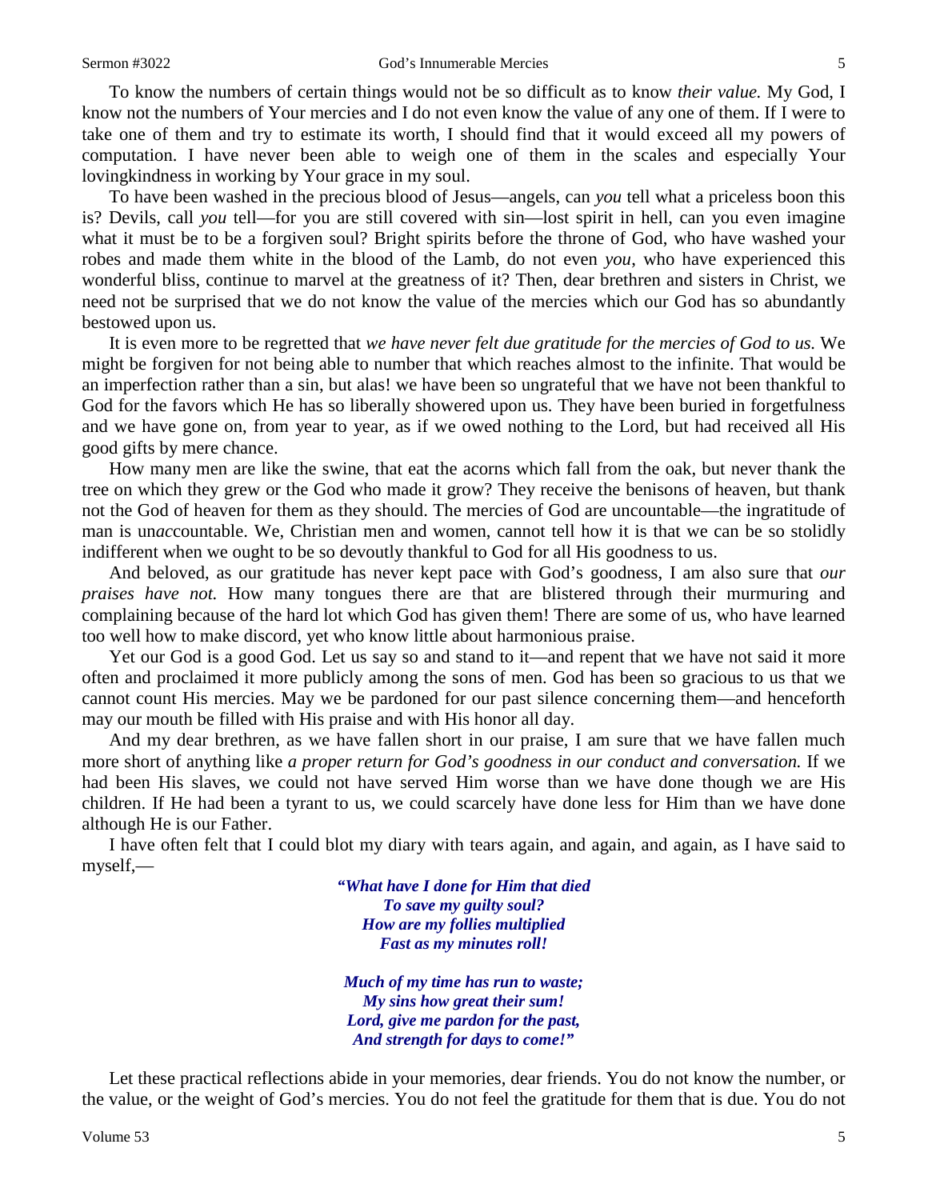To know the numbers of certain things would not be so difficult as to know *their value.* My God, I know not the numbers of Your mercies and I do not even know the value of any one of them. If I were to take one of them and try to estimate its worth, I should find that it would exceed all my powers of computation. I have never been able to weigh one of them in the scales and especially Your lovingkindness in working by Your grace in my soul.

To have been washed in the precious blood of Jesus—angels, can *you* tell what a priceless boon this is? Devils, call *you* tell—for you are still covered with sin—lost spirit in hell, can you even imagine what it must be to be a forgiven soul? Bright spirits before the throne of God, who have washed your robes and made them white in the blood of the Lamb, do not even *you*, who have experienced this wonderful bliss, continue to marvel at the greatness of it? Then, dear brethren and sisters in Christ, we need not be surprised that we do not know the value of the mercies which our God has so abundantly bestowed upon us.

It is even more to be regretted that *we have never felt due gratitude for the mercies of God to us.* We might be forgiven for not being able to number that which reaches almost to the infinite. That would be an imperfection rather than a sin, but alas! we have been so ungrateful that we have not been thankful to God for the favors which He has so liberally showered upon us. They have been buried in forgetfulness and we have gone on, from year to year, as if we owed nothing to the Lord, but had received all His good gifts by mere chance.

How many men are like the swine, that eat the acorns which fall from the oak, but never thank the tree on which they grew or the God who made it grow? They receive the benisons of heaven, but thank not the God of heaven for them as they should. The mercies of God are uncountable—the ingratitude of man is un*ac*countable. We, Christian men and women, cannot tell how it is that we can be so stolidly indifferent when we ought to be so devoutly thankful to God for all His goodness to us.

And beloved, as our gratitude has never kept pace with God's goodness, I am also sure that *our praises have not.* How many tongues there are that are blistered through their murmuring and complaining because of the hard lot which God has given them! There are some of us, who have learned too well how to make discord, yet who know little about harmonious praise.

Yet our God is a good God. Let us say so and stand to it—and repent that we have not said it more often and proclaimed it more publicly among the sons of men. God has been so gracious to us that we cannot count His mercies. May we be pardoned for our past silence concerning them—and henceforth may our mouth be filled with His praise and with His honor all day.

And my dear brethren, as we have fallen short in our praise, I am sure that we have fallen much more short of anything like *a proper return for God's goodness in our conduct and conversation.* If we had been His slaves, we could not have served Him worse than we have done though we are His children. If He had been a tyrant to us, we could scarcely have done less for Him than we have done although He is our Father.

I have often felt that I could blot my diary with tears again, and again, and again, as I have said to myself,—

> ***"What have I done for Him that died***
> ***To save my guilty soul?***
> ***How are my follies multiplied***
> ***Fast as my minutes roll!***
>
> ***Much of my time has run to waste;***
> ***My sins how great their sum!***
> ***Lord, give me pardon for the past,***
> ***And strength for days to come!"***

Let these practical reflections abide in your memories, dear friends. You do not know the number, or the value, or the weight of God's mercies. You do not feel the gratitude for them that is due. You do not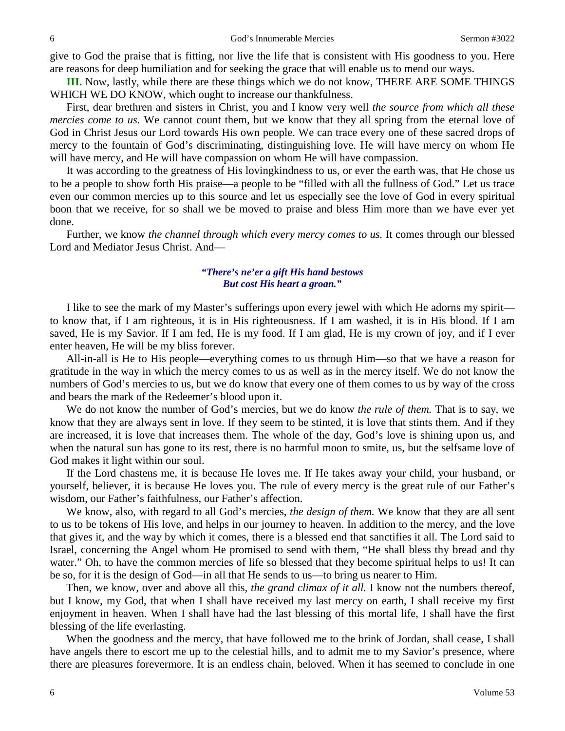give to God the praise that is fitting, nor live the life that is consistent with His goodness to you. Here are reasons for deep humiliation and for seeking the grace that will enable us to mend our ways.

**III.** Now, lastly, while there are these things which we do not know, THERE ARE SOME THINGS WHICH WE DO KNOW, which ought to increase our thankfulness.

First, dear brethren and sisters in Christ, you and I know very well *the source from which all these mercies come to us.* We cannot count them, but we know that they all spring from the eternal love of God in Christ Jesus our Lord towards His own people. We can trace every one of these sacred drops of mercy to the fountain of God's discriminating, distinguishing love. He will have mercy on whom He will have mercy, and He will have compassion on whom He will have compassion.

It was according to the greatness of His lovingkindness to us, or ever the earth was, that He chose us to be a people to show forth His praise—a people to be "filled with all the fullness of God." Let us trace even our common mercies up to this source and let us especially see the love of God in every spiritual boon that we receive, for so shall we be moved to praise and bless Him more than we have ever yet done.

Further, we know *the channel through which every mercy comes to us.* It comes through our blessed Lord and Mediator Jesus Christ. And—

> ***"There's ne'er a gift His hand bestows***
> ***But cost His heart a groan."***

I like to see the mark of my Master's sufferings upon every jewel with which He adorns my spirit—to know that, if I am righteous, it is in His righteousness. If I am washed, it is in His blood. If I am saved, He is my Savior. If I am fed, He is my food. If I am glad, He is my crown of joy, and if I ever enter heaven, He will be my bliss forever.

All-in-all is He to His people—everything comes to us through Him—so that we have a reason for gratitude in the way in which the mercy comes to us as well as in the mercy itself. We do not know the numbers of God's mercies to us, but we do know that every one of them comes to us by way of the cross and bears the mark of the Redeemer's blood upon it.

We do not know the number of God's mercies, but we do know *the rule of them.* That is to say, we know that they are always sent in love. If they seem to be stinted, it is love that stints them. And if they are increased, it is love that increases them. The whole of the day, God's love is shining upon us, and when the natural sun has gone to its rest, there is no harmful moon to smite, us, but the selfsame love of God makes it light within our soul.

If the Lord chastens me, it is because He loves me. If He takes away your child, your husband, or yourself, believer, it is because He loves you. The rule of every mercy is the great rule of our Father's wisdom, our Father's faithfulness, our Father's affection.

We know, also, with regard to all God's mercies, *the design of them.* We know that they are all sent to us to be tokens of His love, and helps in our journey to heaven. In addition to the mercy, and the love that gives it, and the way by which it comes, there is a blessed end that sanctifies it all. The Lord said to Israel, concerning the Angel whom He promised to send with them, "He shall bless thy bread and thy water." Oh, to have the common mercies of life so blessed that they become spiritual helps to us! It can be so, for it is the design of God—in all that He sends to us—to bring us nearer to Him.

Then, we know, over and above all this, *the grand climax of it all.* I know not the numbers thereof, but I know, my God, that when I shall have received my last mercy on earth, I shall receive my first enjoyment in heaven. When I shall have had the last blessing of this mortal life, I shall have the first blessing of the life everlasting.

When the goodness and the mercy, that have followed me to the brink of Jordan, shall cease, I shall have angels there to escort me up to the celestial hills, and to admit me to my Savior's presence, where there are pleasures forevermore. It is an endless chain, beloved. When it has seemed to conclude in one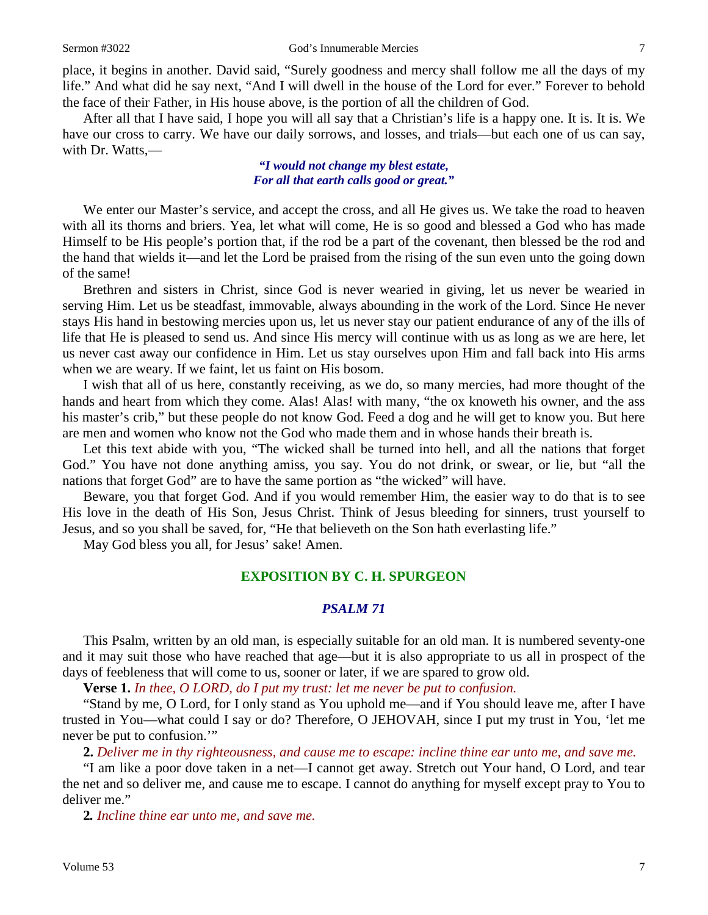place, it begins in another. David said, "Surely goodness and mercy shall follow me all the days of my life." And what did he say next, "And I will dwell in the house of the Lord for ever." Forever to behold the face of their Father, in His house above, is the portion of all the children of God.

After all that I have said, I hope you will all say that a Christian's life is a happy one. It is. It is. We have our cross to carry. We have our daily sorrows, and losses, and trials—but each one of us can say, with Dr. Watts,—

*"I would not change my blest estate,*
*For all that earth calls good or great."*

We enter our Master's service, and accept the cross, and all He gives us. We take the road to heaven with all its thorns and briers. Yea, let what will come, He is so good and blessed a God who has made Himself to be His people's portion that, if the rod be a part of the covenant, then blessed be the rod and the hand that wields it—and let the Lord be praised from the rising of the sun even unto the going down of the same!

Brethren and sisters in Christ, since God is never wearied in giving, let us never be wearied in serving Him. Let us be steadfast, immovable, always abounding in the work of the Lord. Since He never stays His hand in bestowing mercies upon us, let us never stay our patient endurance of any of the ills of life that He is pleased to send us. And since His mercy will continue with us as long as we are here, let us never cast away our confidence in Him. Let us stay ourselves upon Him and fall back into His arms when we are weary. If we faint, let us faint on His bosom.

I wish that all of us here, constantly receiving, as we do, so many mercies, had more thought of the hands and heart from which they come. Alas! Alas! with many, "the ox knoweth his owner, and the ass his master's crib," but these people do not know God. Feed a dog and he will get to know you. But here are men and women who know not the God who made them and in whose hands their breath is.

Let this text abide with you, "The wicked shall be turned into hell, and all the nations that forget God." You have not done anything amiss, you say. You do not drink, or swear, or lie, but "all the nations that forget God" are to have the same portion as "the wicked" will have.

Beware, you that forget God. And if you would remember Him, the easier way to do that is to see His love in the death of His Son, Jesus Christ. Think of Jesus bleeding for sinners, trust yourself to Jesus, and so you shall be saved, for, "He that believeth on the Son hath everlasting life."

May God bless you all, for Jesus' sake! Amen.

## EXPOSITION BY C. H. SPURGEON

### *PSALM 71*

This Psalm, written by an old man, is especially suitable for an old man. It is numbered seventy-one and it may suit those who have reached that age—but it is also appropriate to us all in prospect of the days of feebleness that will come to us, sooner or later, if we are spared to grow old.

**Verse 1.** *In thee, O LORD, do I put my trust: let me never be put to confusion.*

"Stand by me, O Lord, for I only stand as You uphold me—and if You should leave me, after I have trusted in You—what could I say or do? Therefore, O JEHOVAH, since I put my trust in You, 'let me never be put to confusion.'"

**2.** *Deliver me in thy righteousness, and cause me to escape: incline thine ear unto me, and save me.*

"I am like a poor dove taken in a net—I cannot get away. Stretch out Your hand, O Lord, and tear the net and so deliver me, and cause me to escape. I cannot do anything for myself except pray to You to deliver me."

**2.** *Incline thine ear unto me, and save me.*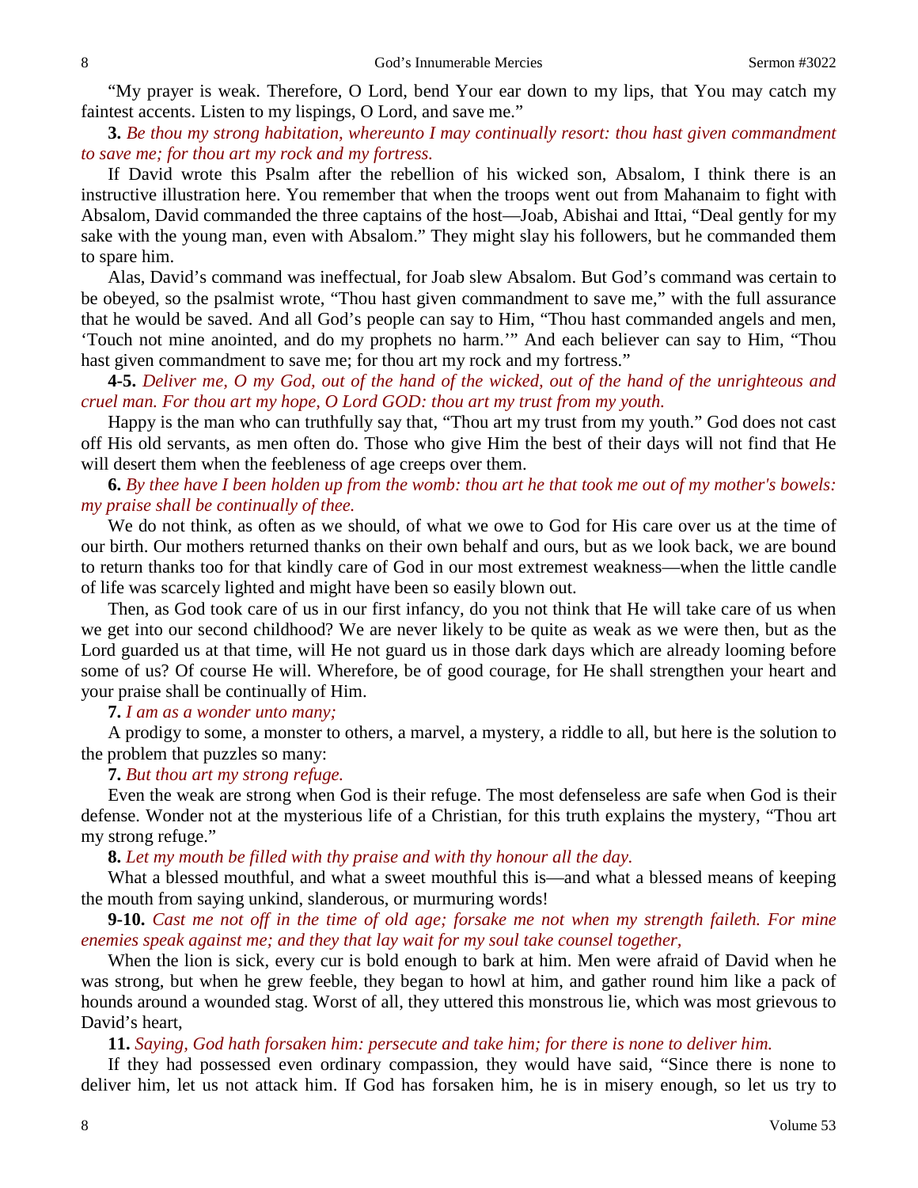"My prayer is weak. Therefore, O Lord, bend Your ear down to my lips, that You may catch my faintest accents. Listen to my lispings, O Lord, and save me."

**3.** *Be thou my strong habitation, whereunto I may continually resort: thou hast given commandment to save me; for thou art my rock and my fortress.*

If David wrote this Psalm after the rebellion of his wicked son, Absalom, I think there is an instructive illustration here. You remember that when the troops went out from Mahanaim to fight with Absalom, David commanded the three captains of the host—Joab, Abishai and Ittai, "Deal gently for my sake with the young man, even with Absalom." They might slay his followers, but he commanded them to spare him.

Alas, David's command was ineffectual, for Joab slew Absalom. But God's command was certain to be obeyed, so the psalmist wrote, "Thou hast given commandment to save me," with the full assurance that he would be saved. And all God's people can say to Him, "Thou hast commanded angels and men, 'Touch not mine anointed, and do my prophets no harm.'" And each believer can say to Him, "Thou hast given commandment to save me; for thou art my rock and my fortress."

**4-5.** *Deliver me, O my God, out of the hand of the wicked, out of the hand of the unrighteous and cruel man. For thou art my hope, O Lord GOD: thou art my trust from my youth.*

Happy is the man who can truthfully say that, "Thou art my trust from my youth." God does not cast off His old servants, as men often do. Those who give Him the best of their days will not find that He will desert them when the feebleness of age creeps over them.

**6.** *By thee have I been holden up from the womb: thou art he that took me out of my mother's bowels: my praise shall be continually of thee.*

We do not think, as often as we should, of what we owe to God for His care over us at the time of our birth. Our mothers returned thanks on their own behalf and ours, but as we look back, we are bound to return thanks too for that kindly care of God in our most extremest weakness—when the little candle of life was scarcely lighted and might have been so easily blown out.

Then, as God took care of us in our first infancy, do you not think that He will take care of us when we get into our second childhood? We are never likely to be quite as weak as we were then, but as the Lord guarded us at that time, will He not guard us in those dark days which are already looming before some of us? Of course He will. Wherefore, be of good courage, for He shall strengthen your heart and your praise shall be continually of Him.

**7.** *I am as a wonder unto many;*

A prodigy to some, a monster to others, a marvel, a mystery, a riddle to all, but here is the solution to the problem that puzzles so many:

**7.** *But thou art my strong refuge.*

Even the weak are strong when God is their refuge. The most defenseless are safe when God is their defense. Wonder not at the mysterious life of a Christian, for this truth explains the mystery, "Thou art my strong refuge."

**8.** *Let my mouth be filled with thy praise and with thy honour all the day.*

What a blessed mouthful, and what a sweet mouthful this is—and what a blessed means of keeping the mouth from saying unkind, slanderous, or murmuring words!

**9-10.** *Cast me not off in the time of old age; forsake me not when my strength faileth. For mine enemies speak against me; and they that lay wait for my soul take counsel together,*

When the lion is sick, every cur is bold enough to bark at him. Men were afraid of David when he was strong, but when he grew feeble, they began to howl at him, and gather round him like a pack of hounds around a wounded stag. Worst of all, they uttered this monstrous lie, which was most grievous to David's heart,

**11.** *Saying, God hath forsaken him: persecute and take him; for there is none to deliver him.*

If they had possessed even ordinary compassion, they would have said, "Since there is none to deliver him, let us not attack him. If God has forsaken him, he is in misery enough, so let us try to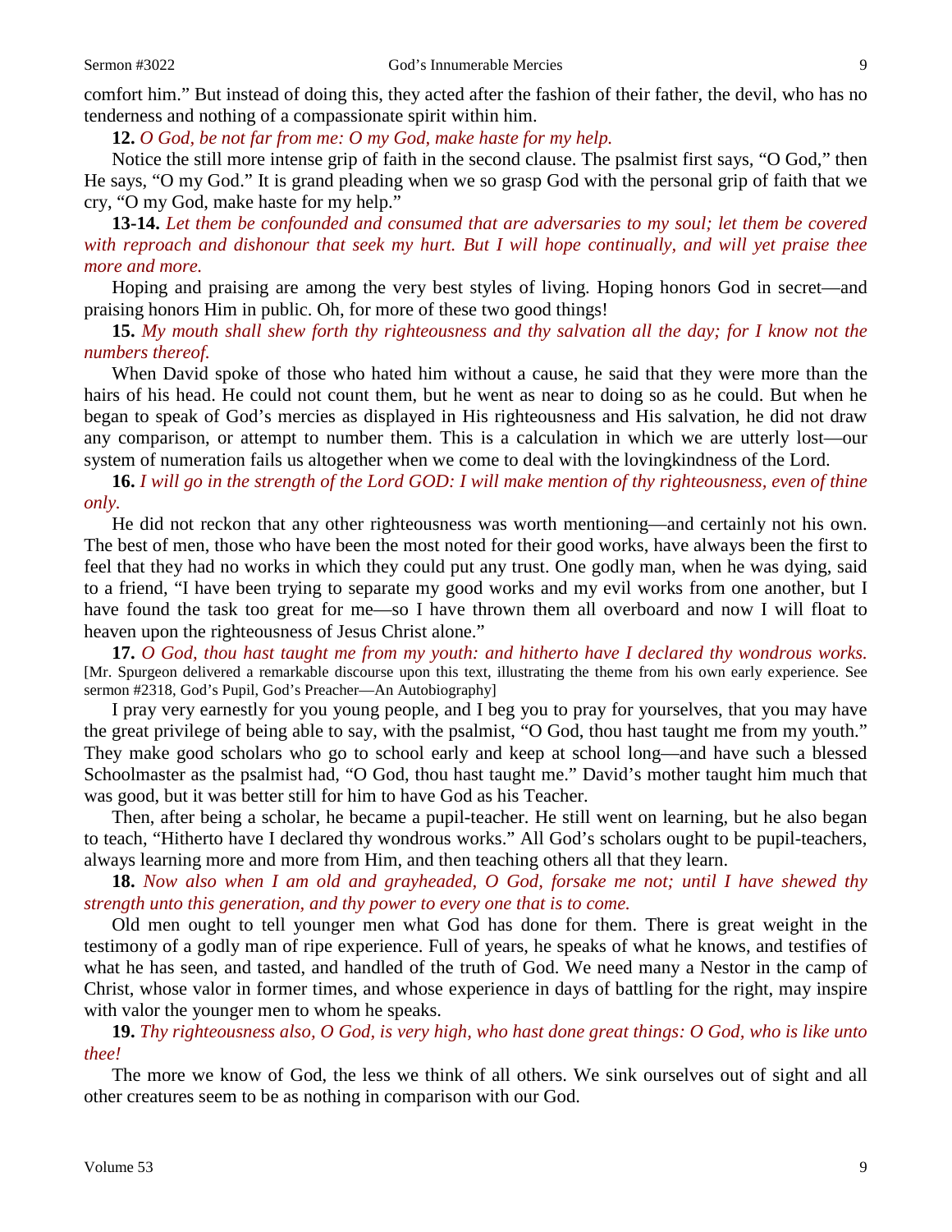comfort him." But instead of doing this, they acted after the fashion of their father, the devil, who has no tenderness and nothing of a compassionate spirit within him.

**12.** *O God, be not far from me: O my God, make haste for my help.*

Notice the still more intense grip of faith in the second clause. The psalmist first says, "O God," then He says, "O my God." It is grand pleading when we so grasp God with the personal grip of faith that we cry, "O my God, make haste for my help."

**13-14.** *Let them be confounded and consumed that are adversaries to my soul; let them be covered with reproach and dishonour that seek my hurt. But I will hope continually, and will yet praise thee more and more.*

Hoping and praising are among the very best styles of living. Hoping honors God in secret—and praising honors Him in public. Oh, for more of these two good things!

**15.** *My mouth shall shew forth thy righteousness and thy salvation all the day; for I know not the numbers thereof.*

When David spoke of those who hated him without a cause, he said that they were more than the hairs of his head. He could not count them, but he went as near to doing so as he could. But when he began to speak of God's mercies as displayed in His righteousness and His salvation, he did not draw any comparison, or attempt to number them. This is a calculation in which we are utterly lost—our system of numeration fails us altogether when we come to deal with the lovingkindness of the Lord.

**16.** *I will go in the strength of the Lord GOD: I will make mention of thy righteousness, even of thine only.*

He did not reckon that any other righteousness was worth mentioning—and certainly not his own. The best of men, those who have been the most noted for their good works, have always been the first to feel that they had no works in which they could put any trust. One godly man, when he was dying, said to a friend, "I have been trying to separate my good works and my evil works from one another, but I have found the task too great for me—so I have thrown them all overboard and now I will float to heaven upon the righteousness of Jesus Christ alone."

**17.** *O God, thou hast taught me from my youth: and hitherto have I declared thy wondrous works.* [Mr. Spurgeon delivered a remarkable discourse upon this text, illustrating the theme from his own early experience. See sermon #2318, God's Pupil, God's Preacher—An Autobiography]

I pray very earnestly for you young people, and I beg you to pray for yourselves, that you may have the great privilege of being able to say, with the psalmist, "O God, thou hast taught me from my youth." They make good scholars who go to school early and keep at school long—and have such a blessed Schoolmaster as the psalmist had, "O God, thou hast taught me." David's mother taught him much that was good, but it was better still for him to have God as his Teacher.

Then, after being a scholar, he became a pupil-teacher. He still went on learning, but he also began to teach, "Hitherto have I declared thy wondrous works." All God's scholars ought to be pupil-teachers, always learning more and more from Him, and then teaching others all that they learn.

**18.** *Now also when I am old and grayheaded, O God, forsake me not; until I have shewed thy strength unto this generation, and thy power to every one that is to come.*

Old men ought to tell younger men what God has done for them. There is great weight in the testimony of a godly man of ripe experience. Full of years, he speaks of what he knows, and testifies of what he has seen, and tasted, and handled of the truth of God. We need many a Nestor in the camp of Christ, whose valor in former times, and whose experience in days of battling for the right, may inspire with valor the younger men to whom he speaks.

**19.** *Thy righteousness also, O God, is very high, who hast done great things: O God, who is like unto thee!*

The more we know of God, the less we think of all others. We sink ourselves out of sight and all other creatures seem to be as nothing in comparison with our God.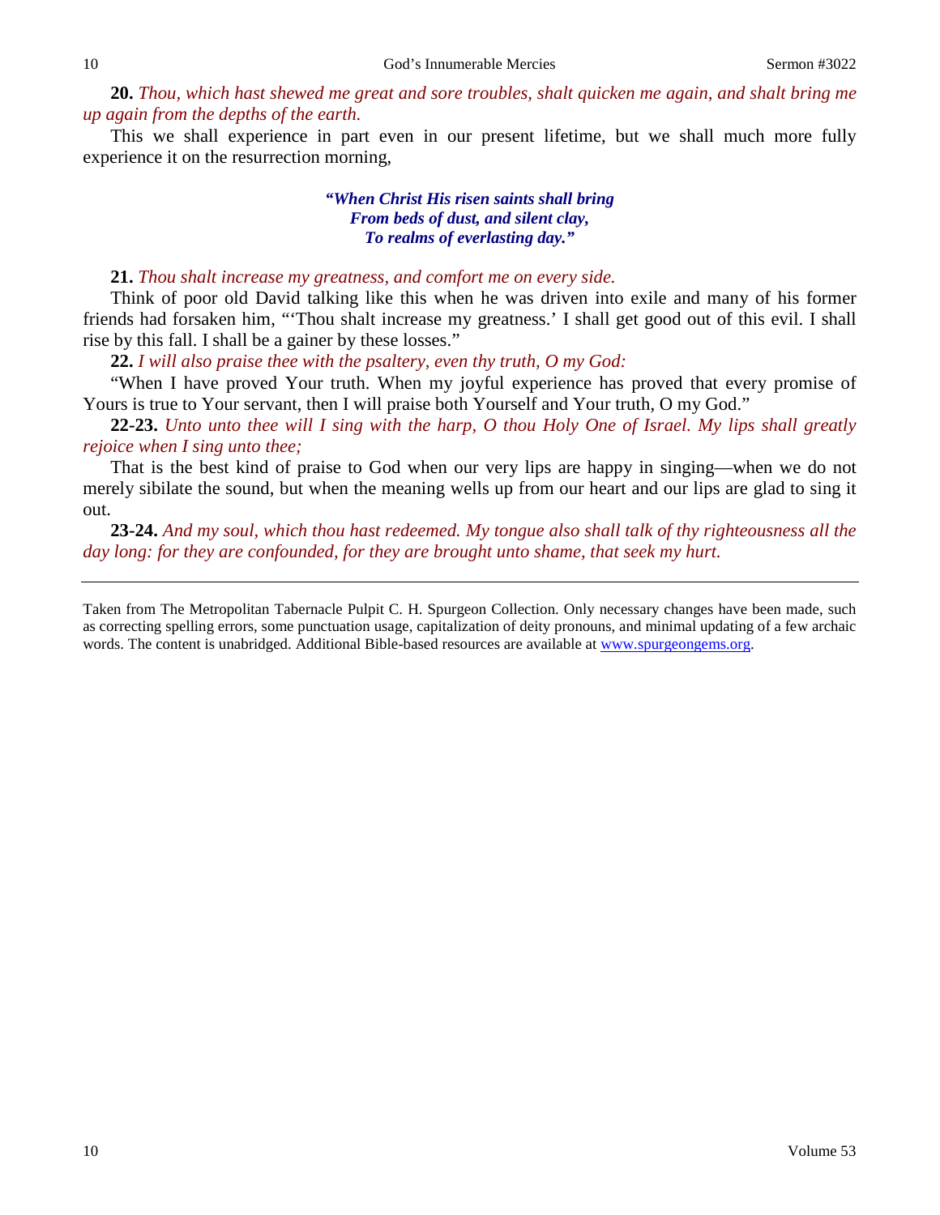**20.** *Thou, which hast shewed me great and sore troubles, shalt quicken me again, and shalt bring me up again from the depths of the earth.*

This we shall experience in part even in our present lifetime, but we shall much more fully experience it on the resurrection morning,

> ***"When Christ His risen saints shall bring***
> ***From beds of dust, and silent clay,***
> ***To realms of everlasting day."***

**21.** *Thou shalt increase my greatness, and comfort me on every side.*

Think of poor old David talking like this when he was driven into exile and many of his former friends had forsaken him, "'Thou shalt increase my greatness.' I shall get good out of this evil. I shall rise by this fall. I shall be a gainer by these losses."

**22.** *I will also praise thee with the psaltery, even thy truth, O my God:*

"When I have proved Your truth. When my joyful experience has proved that every promise of Yours is true to Your servant, then I will praise both Yourself and Your truth, O my God."

**22-23.** *Unto unto thee will I sing with the harp, O thou Holy One of Israel. My lips shall greatly rejoice when I sing unto thee;*

That is the best kind of praise to God when our very lips are happy in singing—when we do not merely sibilate the sound, but when the meaning wells up from our heart and our lips are glad to sing it out.

**23-24.** *And my soul, which thou hast redeemed. My tongue also shall talk of thy righteousness all the day long: for they are confounded, for they are brought unto shame, that seek my hurt.*

---

Taken from The Metropolitan Tabernacle Pulpit C. H. Spurgeon Collection. Only necessary changes have been made, such as correcting spelling errors, some punctuation usage, capitalization of deity pronouns, and minimal updating of a few archaic words. The content is unabridged. Additional Bible-based resources are available at www.spurgeongems.org.